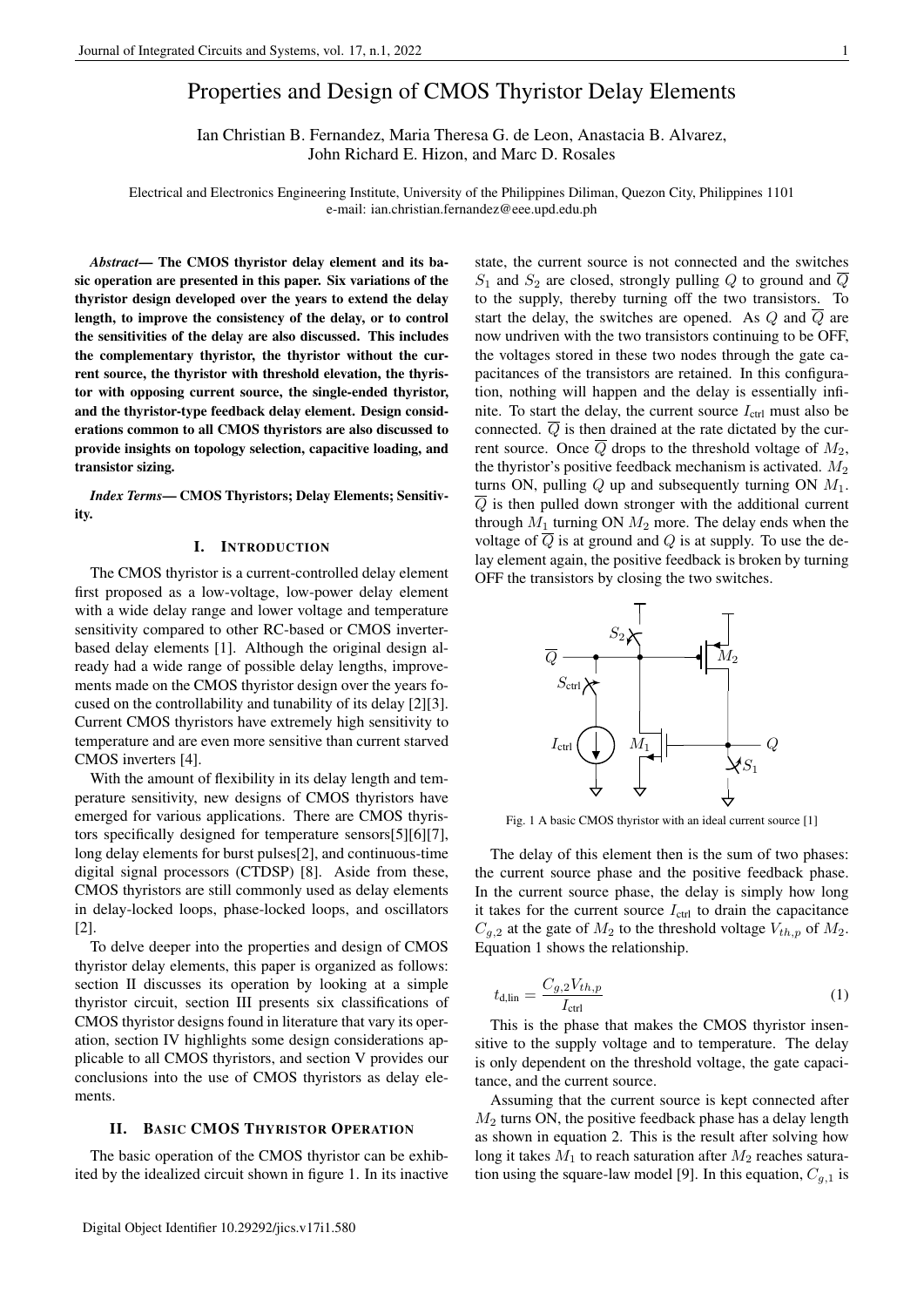// Properties and Design of CMOS Thyristor Delay Elements

Ian Christian B. Fernandez, Maria Theresa G. de Leon, Anastacia B. Alvarez, John Richard E. Hizon, and Marc D. Rosales

Electrical and Electronics Engineering Institute, University of the Philippines Diliman, Quezon City, Philippines 1101
e-mail: ian.christian.fernandez@eee.upd.edu.ph

***Abstract*— The CMOS thyristor delay element and its basic operation are presented in this paper. Six variations of the thyristor design developed over the years to extend the delay length, to improve the consistency of the delay, or to control the sensitivities of the delay are also discussed. This includes the complementary thyristor, the thyristor without the current source, the thyristor with threshold elevation, the thyristor with opposing current source, the single-ended thyristor, and the thyristor-type feedback delay element. Design considerations common to all CMOS thyristors are also discussed to provide insights on topology selection, capacitive loading, and transistor sizing.**

***Index Terms*— CMOS Thyristors; Delay Elements; Sensitivity.**

## I. Introduction

The CMOS thyristor is a current-controlled delay element first proposed as a low-voltage, low-power delay element with a wide delay range and lower voltage and temperature sensitivity compared to other RC-based or CMOS inverter-based delay elements [1]. Although the original design already had a wide range of possible delay lengths, improvements made on the CMOS thyristor design over the years focused on the controllability and tunability of its delay [2][3]. Current CMOS thyristors have extremely high sensitivity to temperature and are even more sensitive than current starved CMOS inverters [4].

With the amount of flexibility in its delay length and temperature sensitivity, new designs of CMOS thyristors have emerged for various applications. There are CMOS thyristors specifically designed for temperature sensors[5][6][7], long delay elements for burst pulses[2], and continuous-time digital signal processors (CTDSP) [8]. Aside from these, CMOS thyristors are still commonly used as delay elements in delay-locked loops, phase-locked loops, and oscillators [2].

To delve deeper into the properties and design of CMOS thyristor delay elements, this paper is organized as follows: section II discusses its operation by looking at a simple thyristor circuit, section III presents six classifications of CMOS thyristor designs found in literature that vary its operation, section IV highlights some design considerations applicable to all CMOS thyristors, and section V provides our conclusions into the use of CMOS thyristors as delay elements.

## II. Basic CMOS Thyristor Operation

The basic operation of the CMOS thyristor can be exhibited by the idealized circuit shown in figure 1. In its inactive state, the current source is not connected and the switches $S_1$ and $S_2$ are closed, strongly pulling $Q$ to ground and $\overline{Q}$ to the supply, thereby turning off the two transistors. To start the delay, the switches are opened. As $Q$ and $\overline{Q}$ are now undriven with the two transistors continuing to be OFF, the voltages stored in these two nodes through the gate capacitances of the transistors are retained. In this configuration, nothing will happen and the delay is essentially infinite. To start the delay, the current source $I_{\text{ctrl}}$ must also be connected. $\overline{Q}$ is then drained at the rate dictated by the current source. Once $\overline{Q}$ drops to the threshold voltage of $M_2$, the thyristor's positive feedback mechanism is activated. $M_2$ turns ON, pulling $Q$ up and subsequently turning ON $M_1$. $\overline{Q}$ is then pulled down stronger with the additional current through $M_1$ turning ON $M_2$ more. The delay ends when the voltage of $\overline{Q}$ is at ground and $Q$ is at supply. To use the delay element again, the positive feedback is broken by turning OFF the transistors by closing the two switches.

Fig. 1 A basic CMOS thyristor with an ideal current source [1]

The delay of this element then is the sum of two phases: the current source phase and the positive feedback phase. In the current source phase, the delay is simply how long it takes for the current source $I_{\text{ctrl}}$ to drain the capacitance $C_{g,2}$ at the gate of $M_2$ to the threshold voltage $V_{th,p}$ of $M_2$. Equation 1 shows the relationship.

$$t_{\text{d,lin}} = \frac{C_{g,2} V_{th,p}}{I_{\text{ctrl}}} \tag{1}$$

This is the phase that makes the CMOS thyristor insensitive to the supply voltage and to temperature. The delay is only dependent on the threshold voltage, the gate capacitance, and the current source.

Assuming that the current source is kept connected after $M_2$ turns ON, the positive feedback phase has a delay length as shown in equation 2. This is the result after solving how long it takes $M_1$ to reach saturation after $M_2$ reaches saturation using the square-law model [9]. In this equation, $C_{g,1}$ is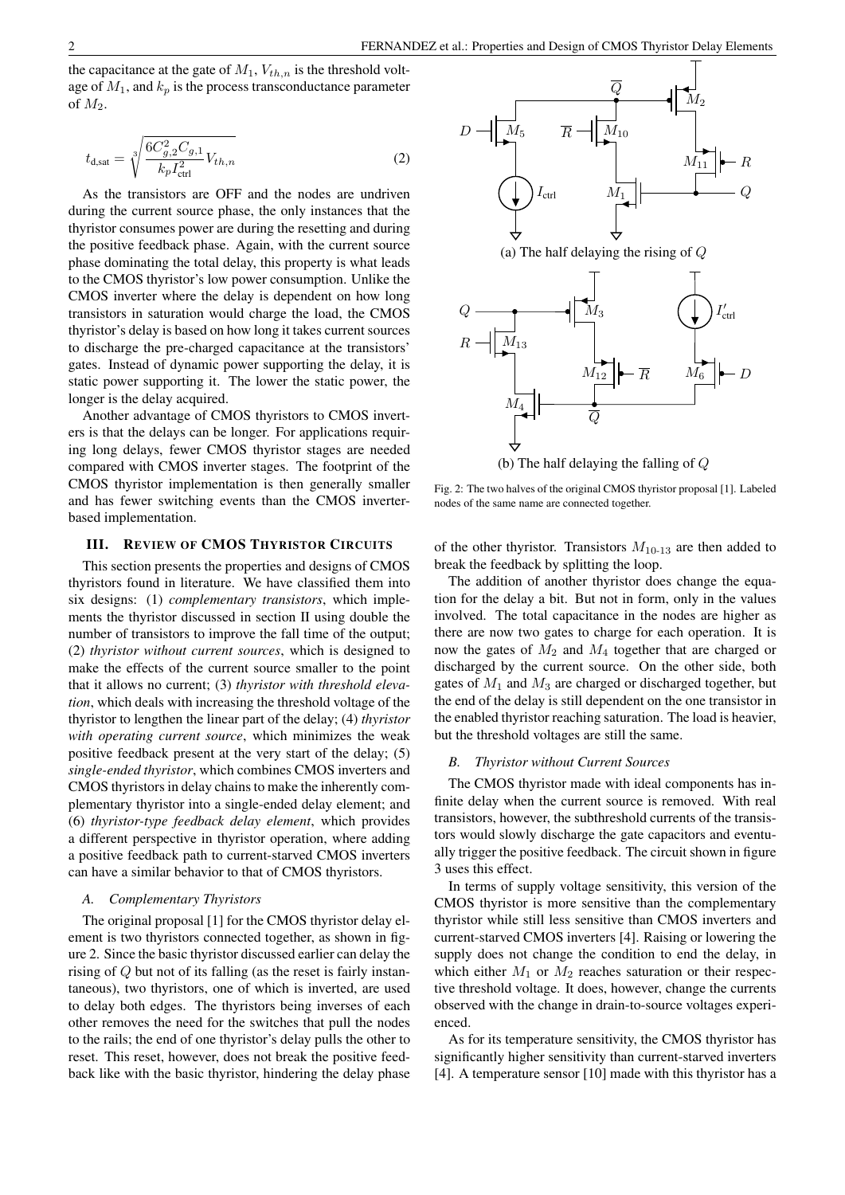the capacitance at the gate of $M_1$, $V_{th,n}$ is the threshold voltage of $M_1$, and $k_p$ is the process transconductance parameter of $M_2$.

$$t_{\text{d,sat}} = \sqrt[3]{\frac{6C_{g,2}^2 C_{g,1}}{k_p I_{\text{ctrl}}^2} V_{th,n}} \tag{2}$$

As the transistors are OFF and the nodes are undriven during the current source phase, the only instances that the thyristor consumes power are during the resetting and during the positive feedback phase. Again, with the current source phase dominating the total delay, this property is what leads to the CMOS thyristor's low power consumption. Unlike the CMOS inverter where the delay is dependent on how long transistors in saturation would charge the load, the CMOS thyristor's delay is based on how long it takes current sources to discharge the pre-charged capacitance at the transistors' gates. Instead of dynamic power supporting the delay, it is static power supporting it. The lower the static power, the longer is the delay acquired.

Another advantage of CMOS thyristors to CMOS inverters is that the delays can be longer. For applications requiring long delays, fewer CMOS thyristor stages are needed compared with CMOS inverter stages. The footprint of the CMOS thyristor implementation is then generally smaller and has fewer switching events than the CMOS inverter-based implementation.

## III. Review of CMOS Thyristor Circuits

This section presents the properties and designs of CMOS thyristors found in literature. We have classified them into six designs: (1) *complementary transistors*, which implements the thyristor discussed in section II using double the number of transistors to improve the fall time of the output; (2) *thyristor without current sources*, which is designed to make the effects of the current source smaller to the point that it allows no current; (3) *thyristor with threshold elevation*, which deals with increasing the threshold voltage of the thyristor to lengthen the linear part of the delay; (4) *thyristor with operating current source*, which minimizes the weak positive feedback present at the very start of the delay; (5) *single-ended thyristor*, which combines CMOS inverters and CMOS thyristors in delay chains to make the inherently complementary thyristor into a single-ended delay element; and (6) *thyristor-type feedback delay element*, which provides a different perspective in thyristor operation, where adding a positive feedback path to current-starved CMOS inverters can have a similar behavior to that of CMOS thyristors.

### A. Complementary Thyristors

The original proposal [1] for the CMOS thyristor delay element is two thyristors connected together, as shown in figure 2. Since the basic thyristor discussed earlier can delay the rising of $Q$ but not of its falling (as the reset is fairly instantaneous), two thyristors, one of which is inverted, are used to delay both edges. The thyristors being inverses of each other removes the need for the switches that pull the nodes to the rails; the end of one thyristor's delay pulls the other to reset. This reset, however, does not break the positive feedback like with the basic thyristor, hindering the delay phase of the other thyristor. Transistors $M_{10\text{-}13}$ are then added to break the feedback by splitting the loop.

(a) The half delaying the rising of $Q$

(b) The half delaying the falling of $Q$

Fig. 2: The two halves of the original CMOS thyristor proposal [1]. Labeled nodes of the same name are connected together.

The addition of another thyristor does change the equation for the delay a bit. But not in form, only in the values involved. The total capacitance in the nodes are higher as there are now two gates to charge for each operation. It is now the gates of $M_2$ and $M_4$ together that are charged or discharged by the current source. On the other side, both gates of $M_1$ and $M_3$ are charged or discharged together, but the end of the delay is still dependent on the one transistor in the enabled thyristor reaching saturation. The load is heavier, but the threshold voltages are still the same.

### B. Thyristor without Current Sources

The CMOS thyristor made with ideal components has infinite delay when the current source is removed. With real transistors, however, the subthreshold currents of the transistors would slowly discharge the gate capacitors and eventually trigger the positive feedback. The circuit shown in figure 3 uses this effect.

In terms of supply voltage sensitivity, this version of the CMOS thyristor is more sensitive than the complementary thyristor while still less sensitive than CMOS inverters and current-starved CMOS inverters [4]. Raising or lowering the supply does not change the condition to end the delay, in which either $M_1$ or $M_2$ reaches saturation or their respective threshold voltage. It does, however, change the currents observed with the change in drain-to-source voltages experienced.

As for its temperature sensitivity, the CMOS thyristor has significantly higher sensitivity than current-starved inverters [4]. A temperature sensor [10] made with this thyristor has a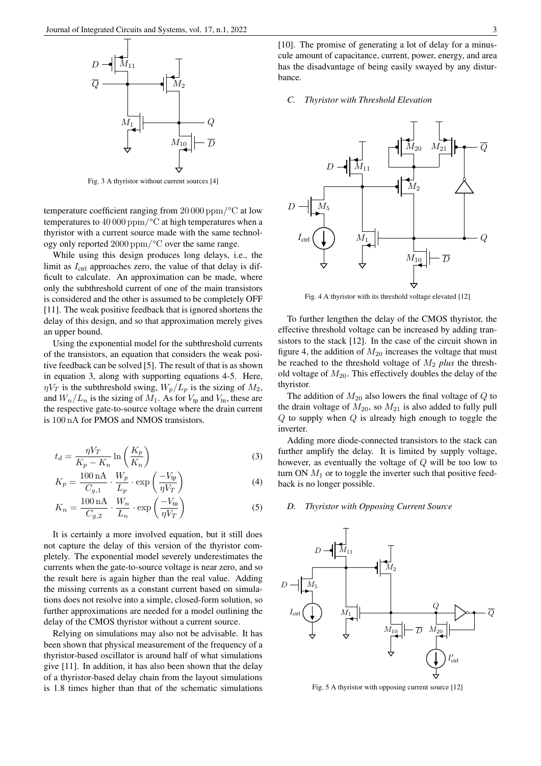Fig. 3 A thyristor without current sources [4]

temperature coefficient ranging from $20\,000\,\mathrm{ppm/°C}$ at low temperatures to $40\,000\,\mathrm{ppm/°C}$ at high temperatures when a thyristor with a current source made with the same technology only reported $2000\,\mathrm{ppm/°C}$ over the same range.

While using this design produces long delays, i.e., the limit as $I_{\text{ctrl}}$ approaches zero, the value of that delay is difficult to calculate. An approximation can be made, where only the subthreshold current of one of the main transistors is considered and the other is assumed to be completely OFF [11]. The weak positive feedback that is ignored shortens the delay of this design, and so that approximation merely gives an upper bound.

Using the exponential model for the subthreshold currents of the transistors, an equation that considers the weak positive feedback can be solved [5]. The result of that is as shown in equation 3, along with supporting equations 4-5. Here, $\eta V_T$ is the subthreshold swing, $W_p/L_p$ is the sizing of $M_2$, and $W_n/L_n$ is the sizing of $M_1$. As for $V_{\text{tp}}$ and $V_{\text{tn}}$, these are the respective gate-to-source voltage where the drain current is $100\,\mathrm{nA}$ for PMOS and NMOS transistors.

$$t_d = \frac{\eta V_T}{K_p - K_n} \ln\left(\frac{K_p}{K_n}\right) \tag{3}$$

$$K_p = \frac{100\,\mathrm{nA}}{C_{g,1}} \cdot \frac{W_p}{L_p} \cdot \exp\left(\frac{-V_{\text{tp}}}{\eta V_T}\right) \tag{4}$$

$$K_n = \frac{100\,\mathrm{nA}}{C_{g,2}} \cdot \frac{W_n}{L_n} \cdot \exp\left(\frac{-V_{\text{tn}}}{\eta V_T}\right) \tag{5}$$

It is certainly a more involved equation, but it still does not capture the delay of this version of the thyristor completely. The exponential model severely underestimates the currents when the gate-to-source voltage is near zero, and so the result here is again higher than the real value. Adding the missing currents as a constant current based on simulations does not resolve into a simple, closed-form solution, so further approximations are needed for a model outlining the delay of the CMOS thyristor without a current source.

Relying on simulations may also not be advisable. It has been shown that physical measurement of the frequency of a thyristor-based oscillator is around half of what simulations give [11]. In addition, it has also been shown that the delay of a thyristor-based delay chain from the layout simulations is 1.8 times higher than that of the schematic simulations [10]. The promise of generating a lot of delay for a minuscule amount of capacitance, current, power, energy, and area has the disadvantage of being easily swayed by any disturbance.

### C. Thyristor with Threshold Elevation

Fig. 4 A thyristor with its threshold voltage elevated [12]

To further lengthen the delay of the CMOS thyristor, the effective threshold voltage can be increased by adding transistors to the stack [12]. In the case of the circuit shown in figure 4, the addition of $M_{20}$ increases the voltage that must be reached to the threshold voltage of $M_2$ *plus* the threshold voltage of $M_{20}$. This effectively doubles the delay of the thyristor.

The addition of $M_{20}$ also lowers the final voltage of $Q$ to the drain voltage of $M_{20}$, so $M_{21}$ is also added to fully pull $Q$ to supply when $Q$ is already high enough to toggle the inverter.

Adding more diode-connected transistors to the stack can further amplify the delay. It is limited by supply voltage, however, as eventually the voltage of $Q$ will be too low to turn ON $M_1$ or to toggle the inverter such that positive feedback is no longer possible.

### D. Thyristor with Opposing Current Source

Fig. 5 A thyristor with opposing current source [12]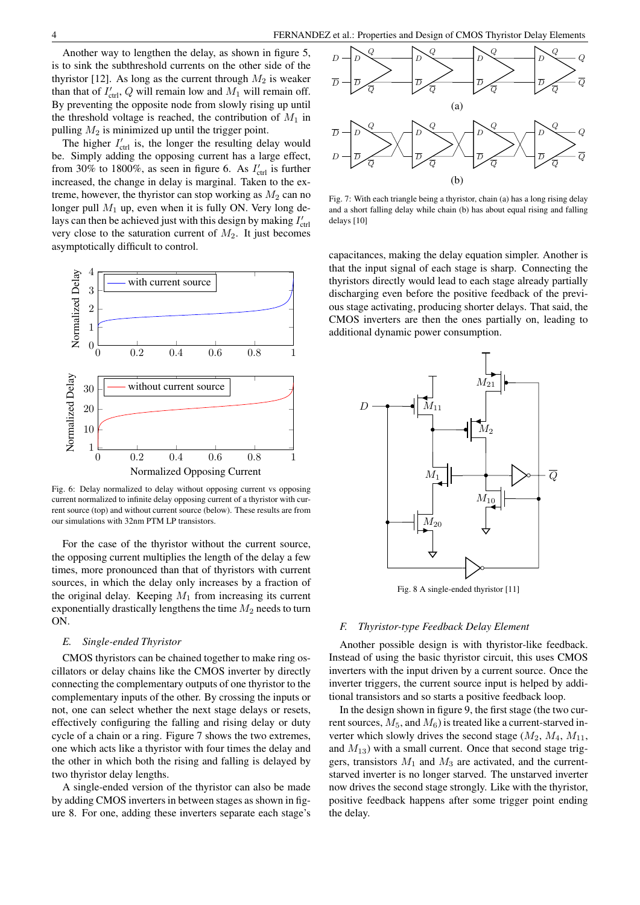Another way to lengthen the delay, as shown in figure 5, is to sink the subthreshold currents on the other side of the thyristor [12]. As long as the current through $M_2$ is weaker than that of $I'_{\text{ctrl}}$, $Q$ will remain low and $M_1$ will remain off. By preventing the opposite node from slowly rising up until the threshold voltage is reached, the contribution of $M_1$ in pulling $M_2$ is minimized up until the trigger point.

The higher $I'_{\text{ctrl}}$ is, the longer the resulting delay would be. Simply adding the opposing current has a large effect, from 30% to 1800%, as seen in figure 6. As $I'_{\text{ctrl}}$ is further increased, the change in delay is marginal. Taken to the extreme, however, the thyristor can stop working as $M_2$ can no longer pull $M_1$ up, even when it is fully ON. Very long delays can then be achieved just with this design by making $I'_{\text{ctrl}}$ very close to the saturation current of $M_2$. It just becomes asymptotically difficult to control.

Fig. 6: Delay normalized to delay without opposing current vs opposing current normalized to infinite delay opposing current of a thyristor with current source (top) and without current source (below). These results are from our simulations with 32nm PTM LP transistors.

For the case of the thyristor without the current source, the opposing current multiplies the length of the delay a few times, more pronounced than that of thyristors with current sources, in which the delay only increases by a fraction of the original delay. Keeping $M_1$ from increasing its current exponentially drastically lengthens the time $M_2$ needs to turn ON.

### E. Single-ended Thyristor

CMOS thyristors can be chained together to make ring oscillators or delay chains like the CMOS inverter by directly connecting the complementary outputs of one thyristor to the complementary inputs of the other. By crossing the inputs or not, one can select whether the next stage delays or resets, effectively configuring the falling and rising delay or duty cycle of a chain or a ring. Figure 7 shows the two extremes, one which acts like a thyristor with four times the delay and the other in which both the rising and falling is delayed by two thyristor delay lengths.

A single-ended version of the thyristor can also be made by adding CMOS inverters in between stages as shown in figure 8. For one, adding these inverters separate each stage's capacitances, making the delay equation simpler. Another is that the input signal of each stage is sharp. Connecting the thyristors directly would lead to each stage already partially discharging even before the positive feedback of the previous stage activating, producing shorter delays. That said, the CMOS inverters are then the ones partially on, leading to additional dynamic power consumption.

Fig. 7: With each triangle being a thyristor, chain (a) has a long rising delay and a short falling delay while chain (b) has about equal rising and falling delays [10]

Fig. 8 A single-ended thyristor [11]

### F. Thyristor-type Feedback Delay Element

Another possible design is with thyristor-like feedback. Instead of using the basic thyristor circuit, this uses CMOS inverters with the input driven by a current source. Once the inverter triggers, the current source input is helped by additional transistors and so starts a positive feedback loop.

In the design shown in figure 9, the first stage (the two current sources, $M_5$, and $M_6$) is treated like a current-starved inverter which slowly drives the second stage ($M_2$, $M_4$, $M_{11}$, and $M_{13}$) with a small current. Once that second stage triggers, transistors $M_1$ and $M_3$ are activated, and the current-starved inverter is no longer starved. The unstarved inverter now drives the second stage strongly. Like with the thyristor, positive feedback happens after some trigger point ending the delay.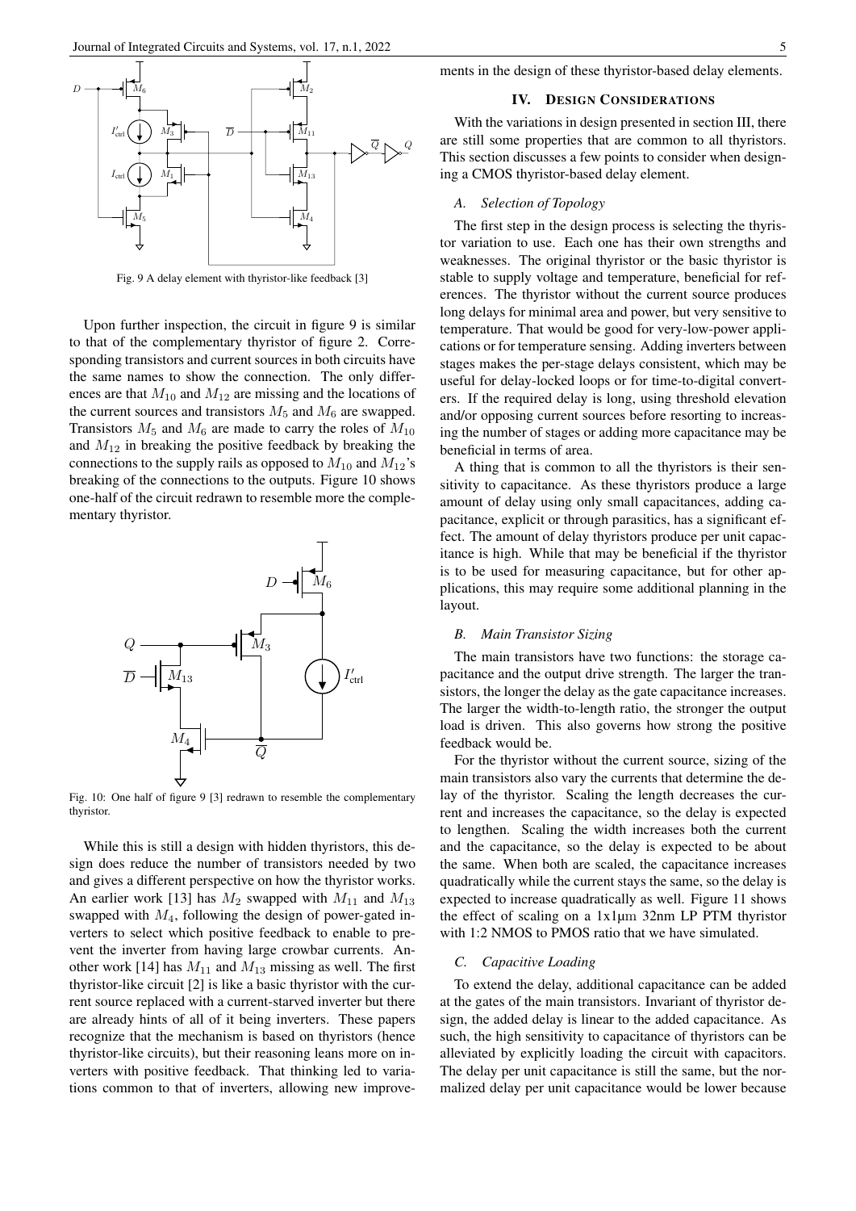Fig. 9 A delay element with thyristor-like feedback [3]

Upon further inspection, the circuit in figure 9 is similar to that of the complementary thyristor of figure 2. Corresponding transistors and current sources in both circuits have the same names to show the connection. The only differences are that $M_{10}$ and $M_{12}$ are missing and the locations of the current sources and transistors $M_5$ and $M_6$ are swapped. Transistors $M_5$ and $M_6$ are made to carry the roles of $M_{10}$ and $M_{12}$ in breaking the positive feedback by breaking the connections to the supply rails as opposed to $M_{10}$ and $M_{12}$'s breaking of the connections to the outputs. Figure 10 shows one-half of the circuit redrawn to resemble more the complementary thyristor.

Fig. 10: One half of figure 9 [3] redrawn to resemble the complementary thyristor.

While this is still a design with hidden thyristors, this design does reduce the number of transistors needed by two and gives a different perspective on how the thyristor works. An earlier work [13] has $M_2$ swapped with $M_{11}$ and $M_{13}$ swapped with $M_4$, following the design of power-gated inverters to select which positive feedback to enable to prevent the inverter from having large crowbar currents. Another work [14] has $M_{11}$ and $M_{13}$ missing as well. The first thyristor-like circuit [2] is like a basic thyristor with the current source replaced with a current-starved inverter but there are already hints of all of it being inverters. These papers recognize that the mechanism is based on thyristors (hence thyristor-like circuits), but their reasoning leans more on inverters with positive feedback. That thinking led to variations common to that of inverters, allowing new improvements in the design of these thyristor-based delay elements.

## IV. Design Considerations

With the variations in design presented in section III, there are still some properties that are common to all thyristors. This section discusses a few points to consider when designing a CMOS thyristor-based delay element.

### A. Selection of Topology

The first step in the design process is selecting the thyristor variation to use. Each one has their own strengths and weaknesses. The original thyristor or the basic thyristor is stable to supply voltage and temperature, beneficial for references. The thyristor without the current source produces long delays for minimal area and power, but very sensitive to temperature. That would be good for very-low-power applications or for temperature sensing. Adding inverters between stages makes the per-stage delays consistent, which may be useful for delay-locked loops or for time-to-digital converters. If the required delay is long, using threshold elevation and/or opposing current sources before resorting to increasing the number of stages or adding more capacitance may be beneficial in terms of area.

A thing that is common to all the thyristors is their sensitivity to capacitance. As these thyristors produce a large amount of delay using only small capacitances, adding capacitance, explicit or through parasitics, has a significant effect. The amount of delay thyristors produce per unit capacitance is high. While that may be beneficial if the thyristor is to be used for measuring capacitance, but for other applications, this may require some additional planning in the layout.

### B. Main Transistor Sizing

The main transistors have two functions: the storage capacitance and the output drive strength. The larger the transistors, the longer the delay as the gate capacitance increases. The larger the width-to-length ratio, the stronger the output load is driven. This also governs how strong the positive feedback would be.

For the thyristor without the current source, sizing of the main transistors also vary the currents that determine the delay of the thyristor. Scaling the length decreases the current and increases the capacitance, so the delay is expected to lengthen. Scaling the width increases both the current and the capacitance, so the delay is expected to be about the same. When both are scaled, the capacitance increases quadratically while the current stays the same, so the delay is expected to increase quadratically as well. Figure 11 shows the effect of scaling on a 1x1μm 32nm LP PTM thyristor with 1:2 NMOS to PMOS ratio that we have simulated.

### C. Capacitive Loading

To extend the delay, additional capacitance can be added at the gates of the main transistors. Invariant of thyristor design, the added delay is linear to the added capacitance. As such, the high sensitivity to capacitance of thyristors can be alleviated by explicitly loading the circuit with capacitors. The delay per unit capacitance is still the same, but the normalized delay per unit capacitance would be lower because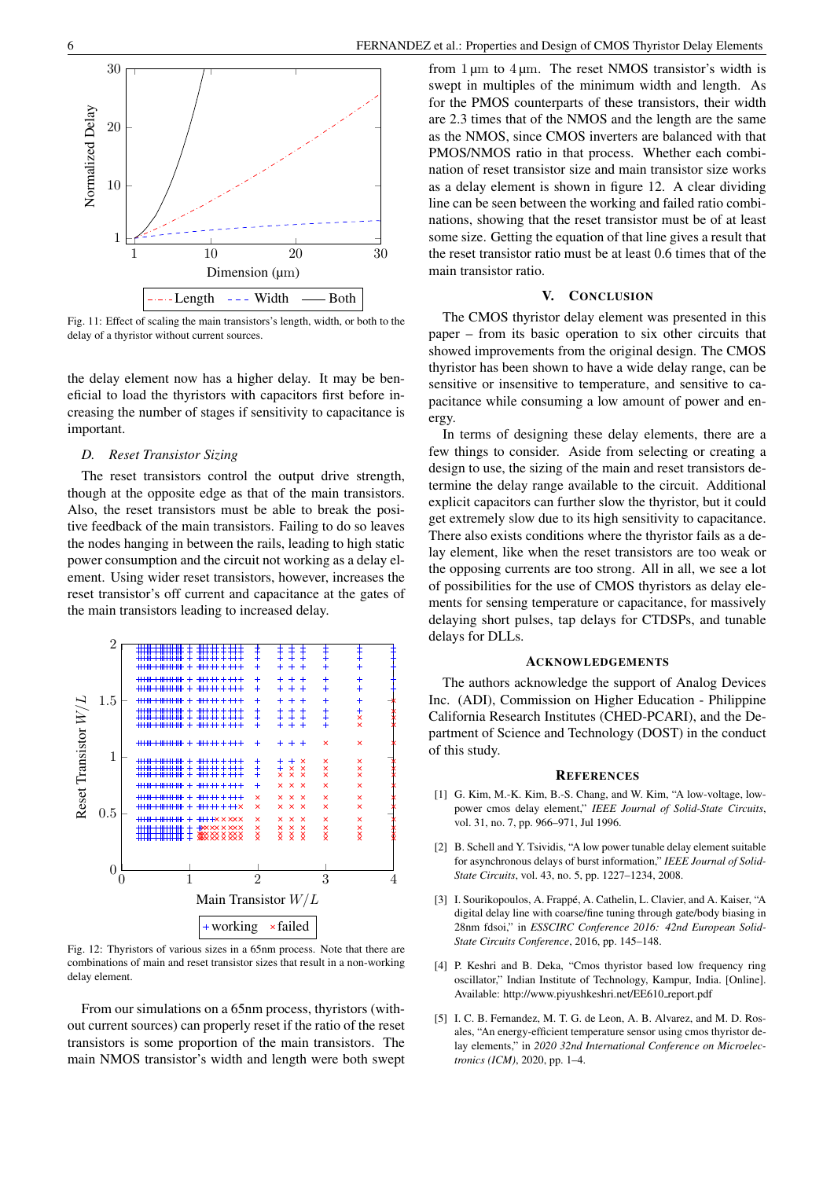Fig. 11: Effect of scaling the main transistors's length, width, or both to the delay of a thyristor without current sources.

the delay element now has a higher delay. It may be beneficial to load the thyristors with capacitors first before increasing the number of stages if sensitivity to capacitance is important.

### D. Reset Transistor Sizing

The reset transistors control the output drive strength, though at the opposite edge as that of the main transistors. Also, the reset transistors must be able to break the positive feedback of the main transistors. Failing to do so leaves the nodes hanging in between the rails, leading to high static power consumption and the circuit not working as a delay element. Using wider reset transistors, however, increases the reset transistor's off current and capacitance at the gates of the main transistors leading to increased delay.

Fig. 12: Thyristors of various sizes in a 65nm process. Note that there are combinations of main and reset transistor sizes that result in a non-working delay element.

From our simulations on a 65nm process, thyristors (without current sources) can properly reset if the ratio of the reset transistors is some proportion of the main transistors. The main NMOS transistor's width and length were both swept from 1 µm to 4 µm. The reset NMOS transistor's width is swept in multiples of the minimum width and length. As for the PMOS counterparts of these transistors, their width are 2.3 times that of the NMOS and the length are the same as the NMOS, since CMOS inverters are balanced with that PMOS/NMOS ratio in that process. Whether each combination of reset transistor size and main transistor size works as a delay element is shown in figure 12. A clear dividing line can be seen between the working and failed ratio combinations, showing that the reset transistor must be of at least some size. Getting the equation of that line gives a result that the reset transistor ratio must be at least 0.6 times that of the main transistor ratio.

## V. Conclusion

The CMOS thyristor delay element was presented in this paper – from its basic operation to six other circuits that showed improvements from the original design. The CMOS thyristor has been shown to have a wide delay range, can be sensitive or insensitive to temperature, and sensitive to capacitance while consuming a low amount of power and energy.

In terms of designing these delay elements, there are a few things to consider. Aside from selecting or creating a design to use, the sizing of the main and reset transistors determine the delay range available to the circuit. Additional explicit capacitors can further slow the thyristor, but it could get extremely slow due to its high sensitivity to capacitance. There also exists conditions where the thyristor fails as a delay element, like when the reset transistors are too weak or the opposing currents are too strong. All in all, we see a lot of possibilities for the use of CMOS thyristors as delay elements for sensing temperature or capacitance, for massively delaying short pulses, tap delays for CTDSPs, and tunable delays for DLLs.

## Acknowledgements

The authors acknowledge the support of Analog Devices Inc. (ADI), Commission on Higher Education - Philippine California Research Institutes (CHED-PCARI), and the Department of Science and Technology (DOST) in the conduct of this study.

## References

[1] G. Kim, M.-K. Kim, B.-S. Chang, and W. Kim, "A low-voltage, low-power cmos delay element," *IEEE Journal of Solid-State Circuits*, vol. 31, no. 7, pp. 966–971, Jul 1996.

[2] B. Schell and Y. Tsividis, "A low power tunable delay element suitable for asynchronous delays of burst information," *IEEE Journal of Solid-State Circuits*, vol. 43, no. 5, pp. 1227–1234, 2008.

[3] I. Sourikopoulos, A. Frappé, A. Cathelin, L. Clavier, and A. Kaiser, "A digital delay line with coarse/fine tuning through gate/body biasing in 28nm fdsoi," in *ESSCIRC Conference 2016: 42nd European Solid-State Circuits Conference*, 2016, pp. 145–148.

[4] P. Keshri and B. Deka, "Cmos thyristor based low frequency ring oscillator," Indian Institute of Technology, Kampur, India. [Online]. Available: http://www.piyushkeshri.net/EE610_report.pdf

[5] I. C. B. Fernandez, M. T. G. de Leon, A. B. Alvarez, and M. D. Rosales, "An energy-efficient temperature sensor using cmos thyristor delay elements," in *2020 32nd International Conference on Microelectronics (ICM)*, 2020, pp. 1–4.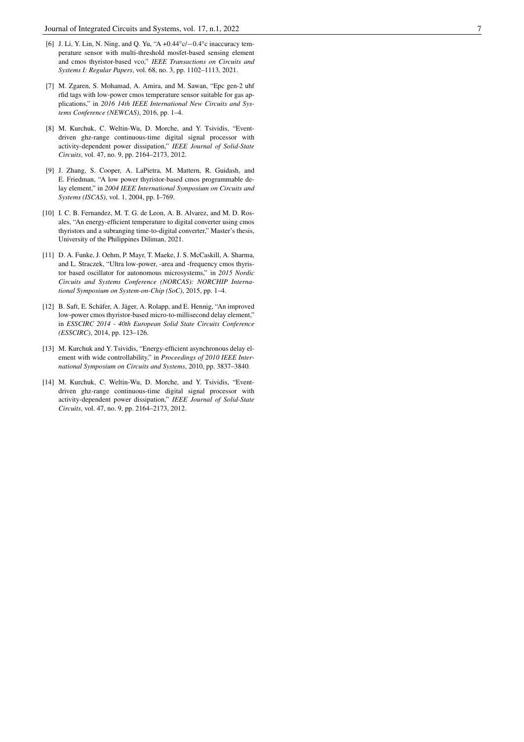[6] J. Li, Y. Lin, N. Ning, and Q. Yu, "A +0.44°c/−0.4°c inaccuracy temperature sensor with multi-threshold mosfet-based sensing element and cmos thyristor-based vco," *IEEE Transactions on Circuits and Systems I: Regular Papers*, vol. 68, no. 3, pp. 1102–1113, 2021.

[7] M. Zgaren, S. Mohamad, A. Amira, and M. Sawan, "Epc gen-2 uhf rfid tags with low-power cmos temperature sensor suitable for gas applications," in *2016 14th IEEE International New Circuits and Systems Conference (NEWCAS)*, 2016, pp. 1–4.

[8] M. Kurchuk, C. Weltin-Wu, D. Morche, and Y. Tsividis, "Event-driven ghz-range continuous-time digital signal processor with activity-dependent power dissipation," *IEEE Journal of Solid-State Circuits*, vol. 47, no. 9, pp. 2164–2173, 2012.

[9] J. Zhang, S. Cooper, A. LaPietra, M. Mattern, R. Guidash, and E. Friedman, "A low power thyristor-based cmos programmable delay element," in *2004 IEEE International Symposium on Circuits and Systems (ISCAS)*, vol. 1, 2004, pp. I–769.

[10] I. C. B. Fernandez, M. T. G. de Leon, A. B. Alvarez, and M. D. Rosales, "An energy-efficient temperature to digital converter using cmos thyristors and a subranging time-to-digital converter," Master's thesis, University of the Philippines Diliman, 2021.

[11] D. A. Funke, J. Oehm, P. Mayr, T. Maeke, J. S. McCaskill, A. Sharma, and L. Straczek, "Ultra low-power, -area and -frequency cmos thyristor based oscillator for autonomous microsystems," in *2015 Nordic Circuits and Systems Conference (NORCAS): NORCHIP International Symposium on System-on-Chip (SoC)*, 2015, pp. 1–4.

[12] B. Saft, E. Schäfer, A. Jäger, A. Rolapp, and E. Hennig, "An improved low-power cmos thyristor-based micro-to-millisecond delay element," in *ESSCIRC 2014 - 40th European Solid State Circuits Conference (ESSCIRC)*, 2014, pp. 123–126.

[13] M. Kurchuk and Y. Tsividis, "Energy-efficient asynchronous delay element with wide controllability," in *Proceedings of 2010 IEEE International Symposium on Circuits and Systems*, 2010, pp. 3837–3840.

[14] M. Kurchuk, C. Weltin-Wu, D. Morche, and Y. Tsividis, "Event-driven ghz-range continuous-time digital signal processor with activity-dependent power dissipation," *IEEE Journal of Solid-State Circuits*, vol. 47, no. 9, pp. 2164–2173, 2012.